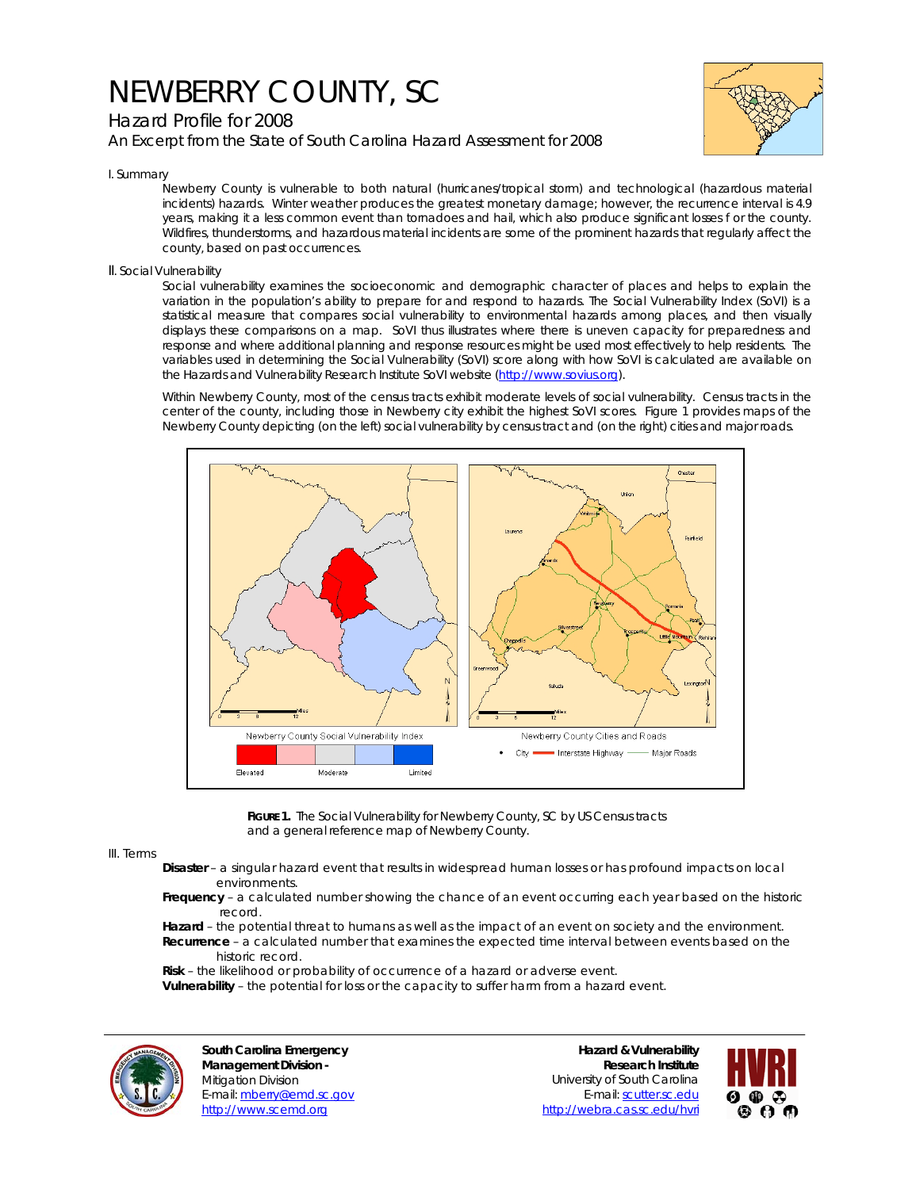# NEWBERRY COUNTY, SC

## Hazard Profile for 2008

### An Excerpt from the State of South Carolina Hazard Assessment for 2008

I. Summary

Newberry County is vulnerable to both natural (hurricanes/tropical storm) and technological (hazardous material incidents) hazards. Winter weather produces the greatest monetary damage; however, the recurrence interval is 4.9 years, making it a less common event than tornadoes and hail, which also produce significant losses f or the county. Wildfires, thunderstorms, and hazardous material incidents are some of the prominent hazards that regularly affect the county, based on past occurrences.

II. Social Vulnerability

Social vulnerability examines the socioeconomic and demographic character of places and helps to explain the variation in the population's ability to prepare for and respond to hazards. The Social Vulnerability Index (SoVI) is a statistical measure that compares social vulnerability to environmental hazards among places, and then visually displays these comparisons on a map. SoVI thus illustrates where there is uneven capacity for preparedness and response and where additional planning and response resources might be used most effectively to help residents. The variables used in determining the Social Vulnerability (SoVI) score along with how SoVI is calculated are available on the Hazards and Vulnerability Research Institute SoVI website (http://www.sovius.org).

Within Newberry County, most of the census tracts exhibit moderate levels of social vulnerability. Census tracts in the center of the county, including those in Newberry city exhibit the highest SoVI scores. Figure 1 provides maps of the Newberry County depicting (on the left) social vulnerability by census tract and (on the right) cities and major roads.

**FIGURE 1.** The Social Vulnerability for Newberry County, SC by US Census tracts and a general reference map of Newberry County.

III. Terms

**Disaster** – a singular hazard event that results in widespread human losses or has profound impacts on local environments.

**Frequency** – a calculated number showing the chance of an event occurring each year based on the historic record.

**Hazard** – the potential threat to humans as well as the impact of an event on society and the environment.

**Recurrence** – a calculated number that examines the expected time interval between events based on the historic record.

**Risk** – the likelihood or probability of occurrence of a hazard or adverse event.

**Vulnerability** – the potential for loss or the capacity to suffer harm from a hazard event.

**South Carolina Emergency Management Division -**
Mitigation Division
E-mail: mberry@emd.sc.gov
http://www.scemd.org

**Hazard & Vulnerability Research Institute**
University of South Carolina
E-mail: scutter.sc.edu
http://webra.cas.sc.edu/hvri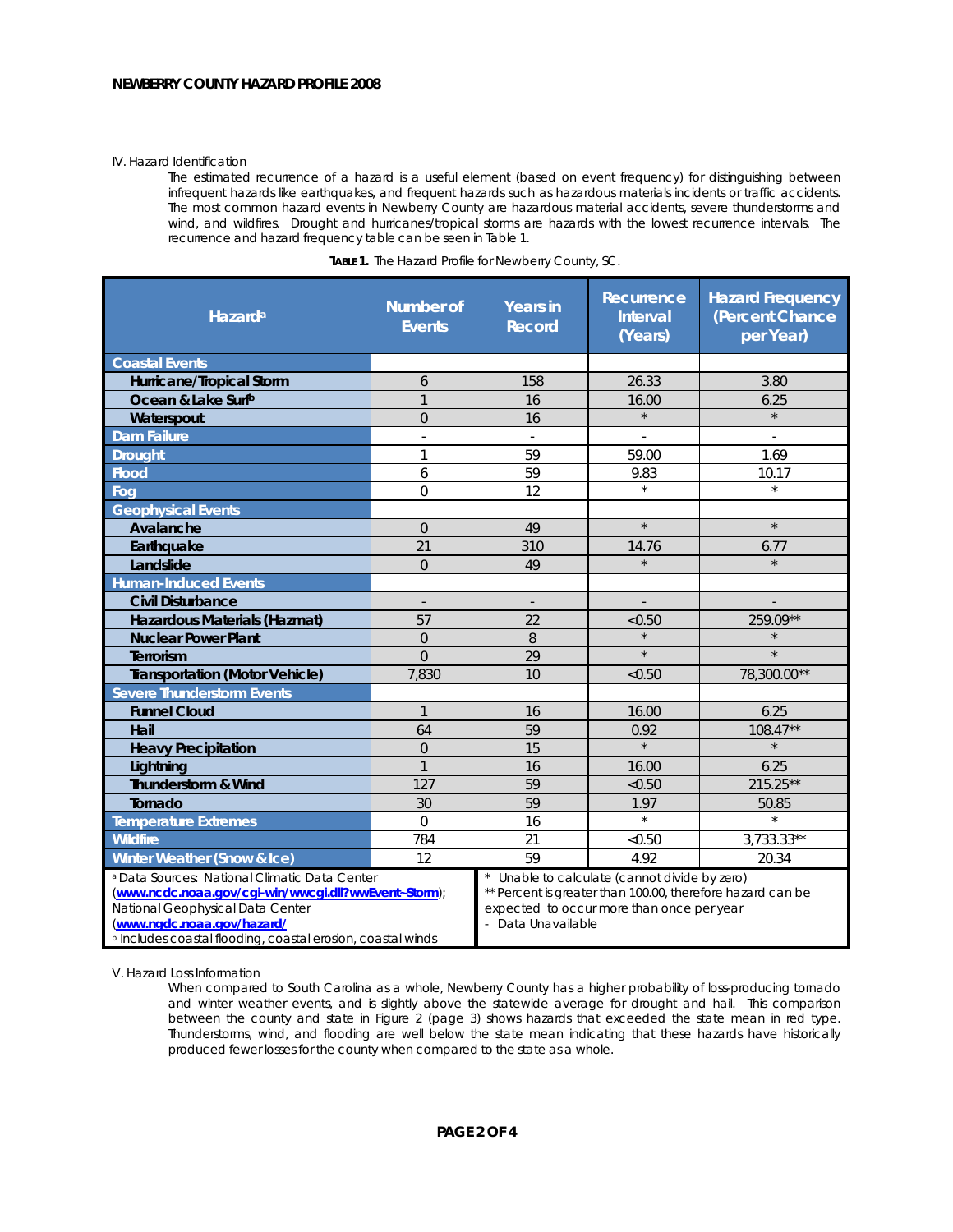IV. Hazard Identification

The estimated recurrence of a hazard is a useful element (based on event frequency) for distinguishing between infrequent hazards like earthquakes, and frequent hazards such as hazardous materials incidents or traffic accidents. The most common hazard events in Newberry County are hazardous material accidents, severe thunderstorms and wind, and wildfires. Drought and hurricanes/tropical storms are hazards with the lowest recurrence intervals. The recurrence and hazard frequency table can be seen in Table 1.

**TABLE 1.** The Hazard Profile for Newberry County, SC.

| Hazard[a] | Number of Events | Years in Record | Recurrence Interval (Years) | Hazard Frequency (Percent Chance per Year) |
|---|---|---|---|---|
| **Coastal Events** | | | | |
| Hurricane/Tropical Storm | 6 | 158 | 26.33 | 3.80 |
| Ocean & Lake Surf[b] | 1 | 16 | 16.00 | 6.25 |
| Waterspout | 0 | 16 | * | * |
| **Dam Failure** | - | - | - | - |
| **Drought** | 1 | 59 | 59.00 | 1.69 |
| **Flood** | 6 | 59 | 9.83 | 10.17 |
| **Fog** | 0 | 12 | * | * |
| **Geophysical Events** | | | | |
| Avalanche | 0 | 49 | * | * |
| Earthquake | 21 | 310 | 14.76 | 6.77 |
| Landslide | 0 | 49 | * | * |
| **Human-Induced Events** | | | | |
| Civil Disturbance | - | - | - | - |
| Hazardous Materials (Hazmat) | 57 | 22 | <0.50 | 259.09** |
| Nuclear Power Plant | 0 | 8 | * | * |
| Terrorism | 0 | 29 | * | * |
| Transportation (Motor Vehicle) | 7,830 | 10 | <0.50 | 78,300.00** |
| **Severe Thunderstorm Events** | | | | |
| Funnel Cloud | 1 | 16 | 16.00 | 6.25 |
| Hail | 64 | 59 | 0.92 | 108.47** |
| Heavy Precipitation | 0 | 15 | * | * |
| Lightning | 1 | 16 | 16.00 | 6.25 |
| Thunderstorm & Wind | 127 | 59 | <0.50 | 215.25** |
| Tornado | 30 | 59 | 1.97 | 50.85 |
| **Temperature Extremes** | 0 | 16 | * | * |
| **Wildfire** | 784 | 21 | <0.50 | 3,733.33** |
| **Winter Weather (Snow & Ice)** | 12 | 59 | 4.92 | 20.34 |

[a] Data Sources: National Climatic Data Center (www.ncdc.noaa.gov/cgi-win/wwcgi.dll?wwEvent~Storm); National Geophysical Data Center (www.ngdc.noaa.gov/hazard/)
[b] Includes coastal flooding, coastal erosion, coastal winds

\* Unable to calculate (cannot divide by zero)
** Percent is greater than 100.00, therefore hazard can be expected to occur more than once per year
\- Data Unavailable

V. Hazard Loss Information

When compared to South Carolina as a whole, Newberry County has a higher probability of loss-producing tornado and winter weather events, and is slightly above the statewide average for drought and hail. This comparison between the county and state in Figure 2 (page 3) shows hazards that exceeded the state mean in red type. Thunderstorms, wind, and flooding are well below the state mean indicating that these hazards have historically produced fewer losses for the county when compared to the state as a whole.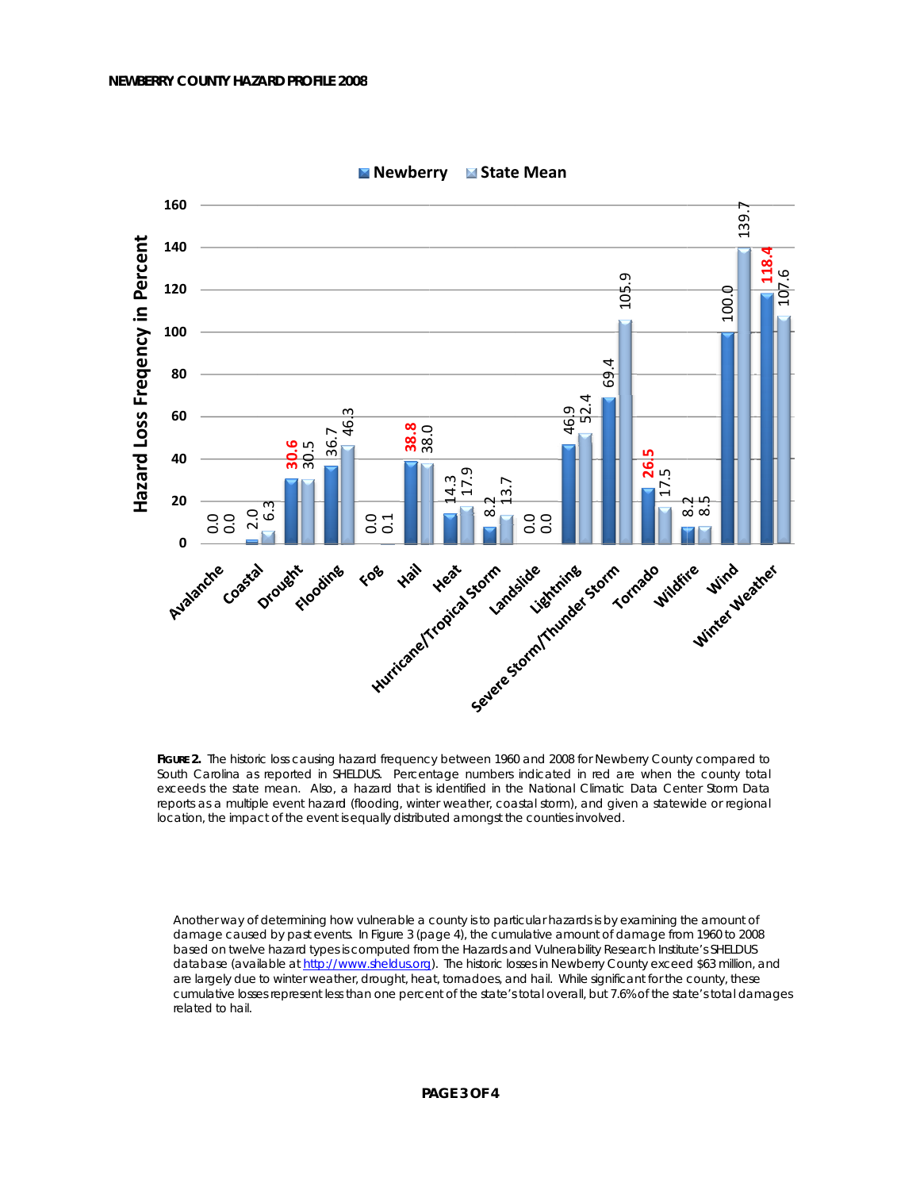| Hazard | Newberry | State Mean |
|---|---|---|
| Avalanche | 0.0 | 0.0 |
| Coastal | 2.0 | 6.3 |
| Drought | **30.6** | 30.5 |
| Flooding | 36.7 | 46.3 |
| Fog | 0.0 | 0.1 |
| Hail | **38.8** | 38.0 |
| Heat | 14.3 | 17.9 |
| Hurricane/Tropical Storm | 8.2 | 13.7 |
| Landslide | 0.0 | 0.0 |
| Lightning | 46.9 | 52.4 |
| Severe Storm/Thunder Storm | 69.4 | 105.9 |
| Tornado | **26.5** | 17.5 |
| Wildfire | 8.2 | 8.5 |
| Wind | 100.0 | 139.7 |
| Winter Weather | **118.4** | 107.6 |

Hazard Loss Freqency in Percent

**FIGURE 2.** The historic loss causing hazard frequency between 1960 and 2008 for Newberry County compared to South Carolina as reported in SHELDUS. Percentage numbers indicated in red are when the county total exceeds the state mean. Also, a hazard that is identified in the National Climatic Data Center Storm Data reports as a multiple event hazard (flooding, winter weather, coastal storm), and given a statewide or regional location, the impact of the event is equally distributed amongst the counties involved.

Another way of determining how vulnerable a county is to particular hazards is by examining the amount of damage caused by past events. In Figure 3 (page 4), the cumulative amount of damage from 1960 to 2008 based on twelve hazard types is computed from the Hazards and Vulnerability Research Institute's SHELDUS database (available at http://www.sheldus.org). The historic losses in Newberry County exceed $63 million, and are largely due to winter weather, drought, heat, tornadoes, and hail. While significant for the county, these cumulative losses represent less than one percent of the state's total overall, but 7.6% of the state's total damages related to hail.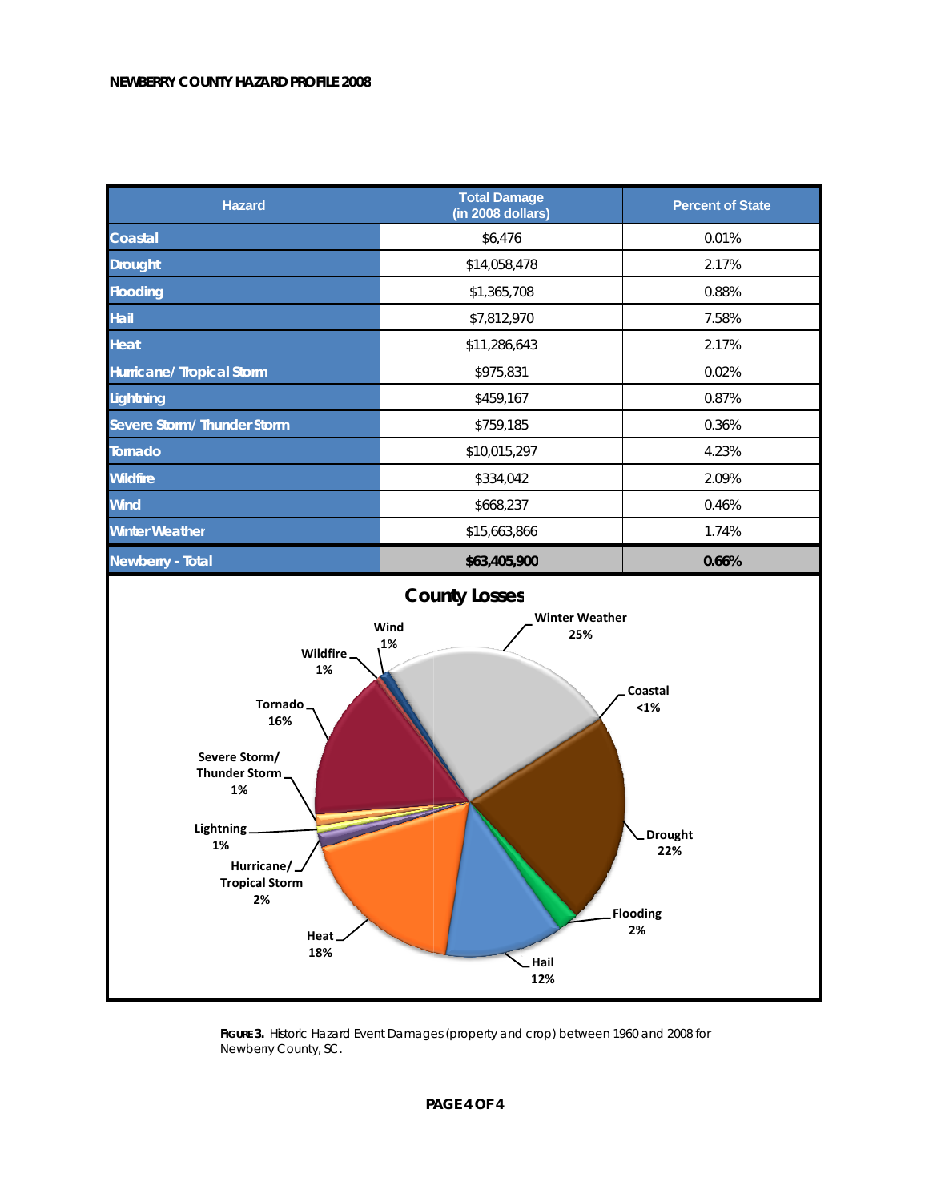| Hazard | Total Damage (in 2008 dollars) | Percent of State |
|---|---|---|
| Coastal | $6,476 | 0.01% |
| Drought | $14,058,478 | 2.17% |
| Flooding | $1,365,708 | 0.88% |
| Hail | $7,812,970 | 7.58% |
| Heat | $11,286,643 | 2.17% |
| Hurricane/ Tropical Storm | $975,831 | 0.02% |
| Lightning | $459,167 | 0.87% |
| Severe Storm/ Thunder Storm | $759,185 | 0.36% |
| Tornado | $10,015,297 | 4.23% |
| Wildfire | $334,042 | 2.09% |
| Wind | $668,237 | 0.46% |
| Winter Weather | $15,663,866 | 1.74% |
| **Newberry - Total** | **$63,405,900** | **0.66%** |

County Losses

Winter Weather 25%
Coastal <1%
Drought 22%
Flooding 2%
Hail 12%
Heat 18%
Hurricane/ Tropical Storm 2%
Lightning 1%
Severe Storm/ Thunder Storm 1%
Tornado 16%
Wildfire 1%
Wind 1%

**FIGURE 3.** Historic Hazard Event Damages (property and crop) between 1960 and 2008 for Newberry County, SC.